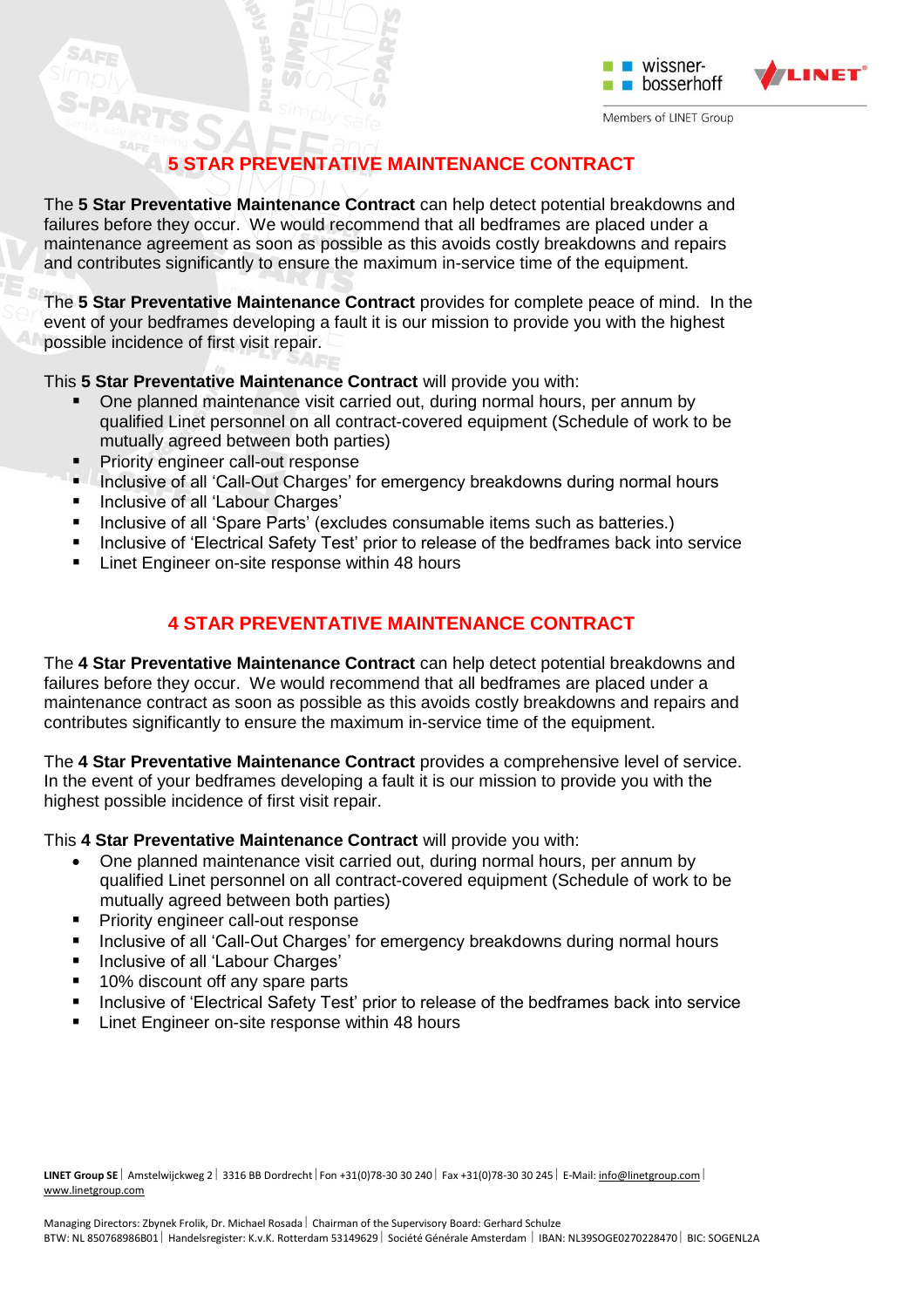## 5 STAR PREVENTATIVE MAINTENANCE CONTRACT

The **5 Star Preventative Maintenance Contract** can help detect potential breakdowns and failures before they occur. We would recommend that all bedframes are placed under a maintenance agreement as soon as possible as this avoids costly breakdowns and repairs and contributes significantly to ensure the maximum in-service time of the equipment.

The **5 Star Preventative Maintenance Contract** provides for complete peace of mind. In the event of your bedframes developing a fault it is our mission to provide you with the highest possible incidence of first visit repair.

This **5 Star Preventative Maintenance Contract** will provide you with:

- One planned maintenance visit carried out, during normal hours, per annum by qualified Linet personnel on all contract-covered equipment (Schedule of work to be mutually agreed between both parties)
- Priority engineer call-out response
- Inclusive of all 'Call-Out Charges' for emergency breakdowns during normal hours
- Inclusive of all 'Labour Charges'
- Inclusive of all 'Spare Parts' (excludes consumable items such as batteries.)
- Inclusive of 'Electrical Safety Test' prior to release of the bedframes back into service
- Linet Engineer on-site response within 48 hours

## 4 STAR PREVENTATIVE MAINTENANCE CONTRACT

The **4 Star Preventative Maintenance Contract** can help detect potential breakdowns and failures before they occur. We would recommend that all bedframes are placed under a maintenance contract as soon as possible as this avoids costly breakdowns and repairs and contributes significantly to ensure the maximum in-service time of the equipment.

The **4 Star Preventative Maintenance Contract** provides a comprehensive level of service. In the event of your bedframes developing a fault it is our mission to provide you with the highest possible incidence of first visit repair.

This **4 Star Preventative Maintenance Contract** will provide you with:

- One planned maintenance visit carried out, during normal hours, per annum by qualified Linet personnel on all contract-covered equipment (Schedule of work to be mutually agreed between both parties)
- Priority engineer call-out response
- Inclusive of all 'Call-Out Charges' for emergency breakdowns during normal hours
- Inclusive of all 'Labour Charges'
- 10% discount off any spare parts
- Inclusive of 'Electrical Safety Test' prior to release of the bedframes back into service
- Linet Engineer on-site response within 48 hours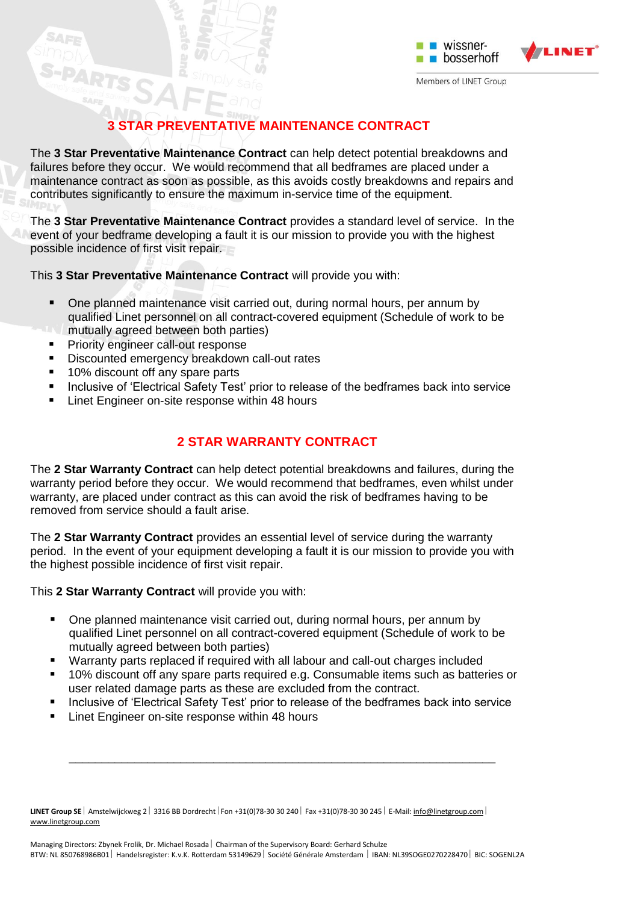## 3 STAR PREVENTATIVE MAINTENANCE CONTRACT

The **3 Star Preventative Maintenance Contract** can help detect potential breakdowns and failures before they occur. We would recommend that all bedframes are placed under a maintenance contract as soon as possible, as this avoids costly breakdowns and repairs and contributes significantly to ensure the maximum in-service time of the equipment.

The **3 Star Preventative Maintenance Contract** provides a standard level of service. In the event of your bedframe developing a fault it is our mission to provide you with the highest possible incidence of first visit repair.

This **3 Star Preventative Maintenance Contract** will provide you with:

- One planned maintenance visit carried out, during normal hours, per annum by qualified Linet personnel on all contract-covered equipment (Schedule of work to be mutually agreed between both parties)
- Priority engineer call-out response
- Discounted emergency breakdown call-out rates
- 10% discount off any spare parts
- Inclusive of 'Electrical Safety Test' prior to release of the bedframes back into service
- Linet Engineer on-site response within 48 hours

## 2 STAR WARRANTY CONTRACT

The **2 Star Warranty Contract** can help detect potential breakdowns and failures, during the warranty period before they occur. We would recommend that bedframes, even whilst under warranty, are placed under contract as this can avoid the risk of bedframes having to be removed from service should a fault arise.

The **2 Star Warranty Contract** provides an essential level of service during the warranty period. In the event of your equipment developing a fault it is our mission to provide you with the highest possible incidence of first visit repair.

This **2 Star Warranty Contract** will provide you with:

- One planned maintenance visit carried out, during normal hours, per annum by qualified Linet personnel on all contract-covered equipment (Schedule of work to be mutually agreed between both parties)
- Warranty parts replaced if required with all labour and call-out charges included
- 10% discount off any spare parts required e.g. Consumable items such as batteries or user related damage parts as these are excluded from the contract.
- Inclusive of 'Electrical Safety Test' prior to release of the bedframes back into service
- Linet Engineer on-site response within 48 hours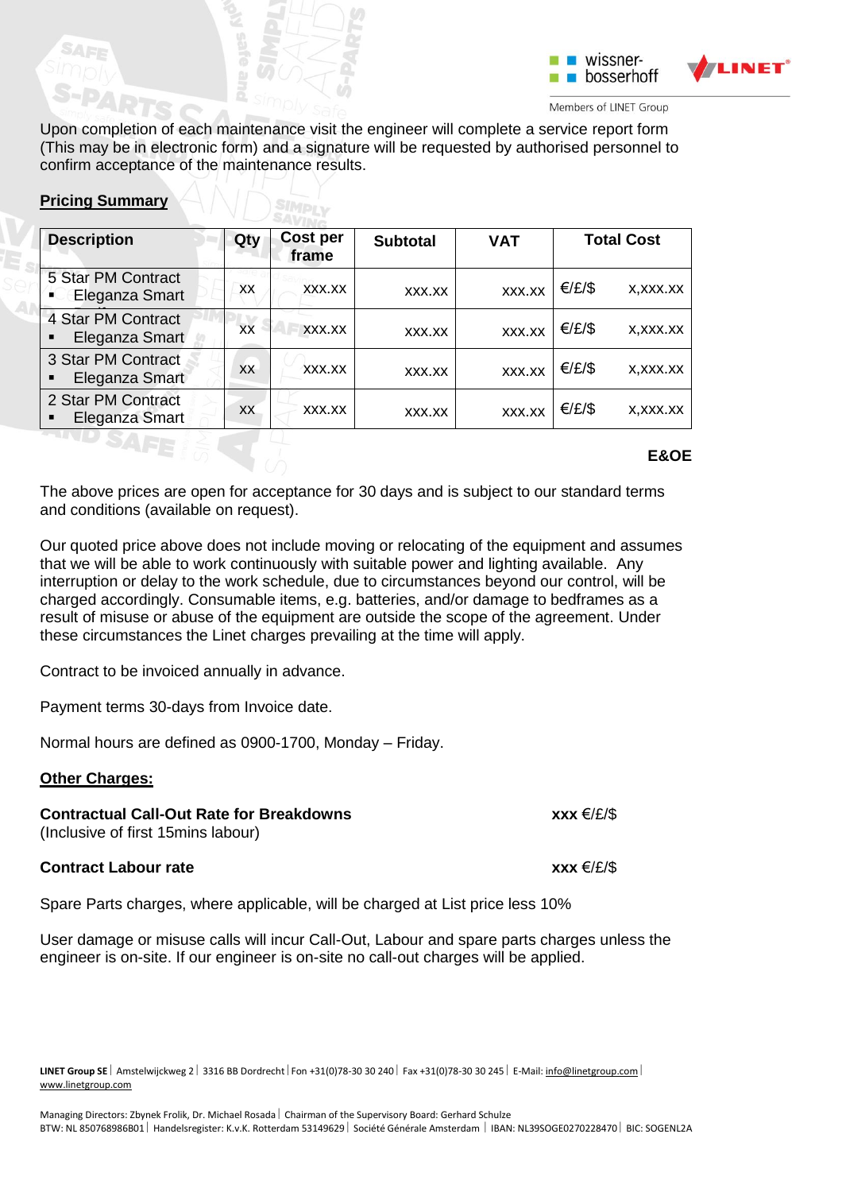Upon completion of each maintenance visit the engineer will complete a service report form (This may be in electronic form) and a signature will be requested by authorised personnel to confirm acceptance of the maintenance results.

**Pricing Summary**

| Description | Qty | Cost per frame | Subtotal | VAT | Total Cost | |
|---|---|---|---|---|---|---|
| 5 Star PM Contract<br>▪ Eleganza Smart | xx | xxx.xx | xxx.xx | xxx.xx | €/£/$ | x,xxx.xx |
| 4 Star PM Contract<br>▪ Eleganza Smart | xx | xxx.xx | xxx.xx | xxx.xx | €/£/$ | x,xxx.xx |
| 3 Star PM Contract<br>▪ Eleganza Smart | xx | xxx.xx | xxx.xx | xxx.xx | €/£/$ | x,xxx.xx |
| 2 Star PM Contract<br>▪ Eleganza Smart | xx | xxx.xx | xxx.xx | xxx.xx | €/£/$ | x,xxx.xx |

**E&OE**

The above prices are open for acceptance for 30 days and is subject to our standard terms and conditions (available on request).

Our quoted price above does not include moving or relocating of the equipment and assumes that we will be able to work continuously with suitable power and lighting available. Any interruption or delay to the work schedule, due to circumstances beyond our control, will be charged accordingly. Consumable items, e.g. batteries, and/or damage to bedframes as a result of misuse or abuse of the equipment are outside the scope of the agreement. Under these circumstances the Linet charges prevailing at the time will apply.

Contract to be invoiced annually in advance.

Payment terms 30-days from Invoice date.

Normal hours are defined as 0900-1700, Monday – Friday.

**Other Charges:**

**Contractual Call-Out Rate for Breakdowns** — **xxx** €/£/$
(Inclusive of first 15mins labour)

**Contract Labour rate** — **xxx** €/£/$

Spare Parts charges, where applicable, will be charged at List price less 10%

User damage or misuse calls will incur Call-Out, Labour and spare parts charges unless the engineer is on-site. If our engineer is on-site no call-out charges will be applied.